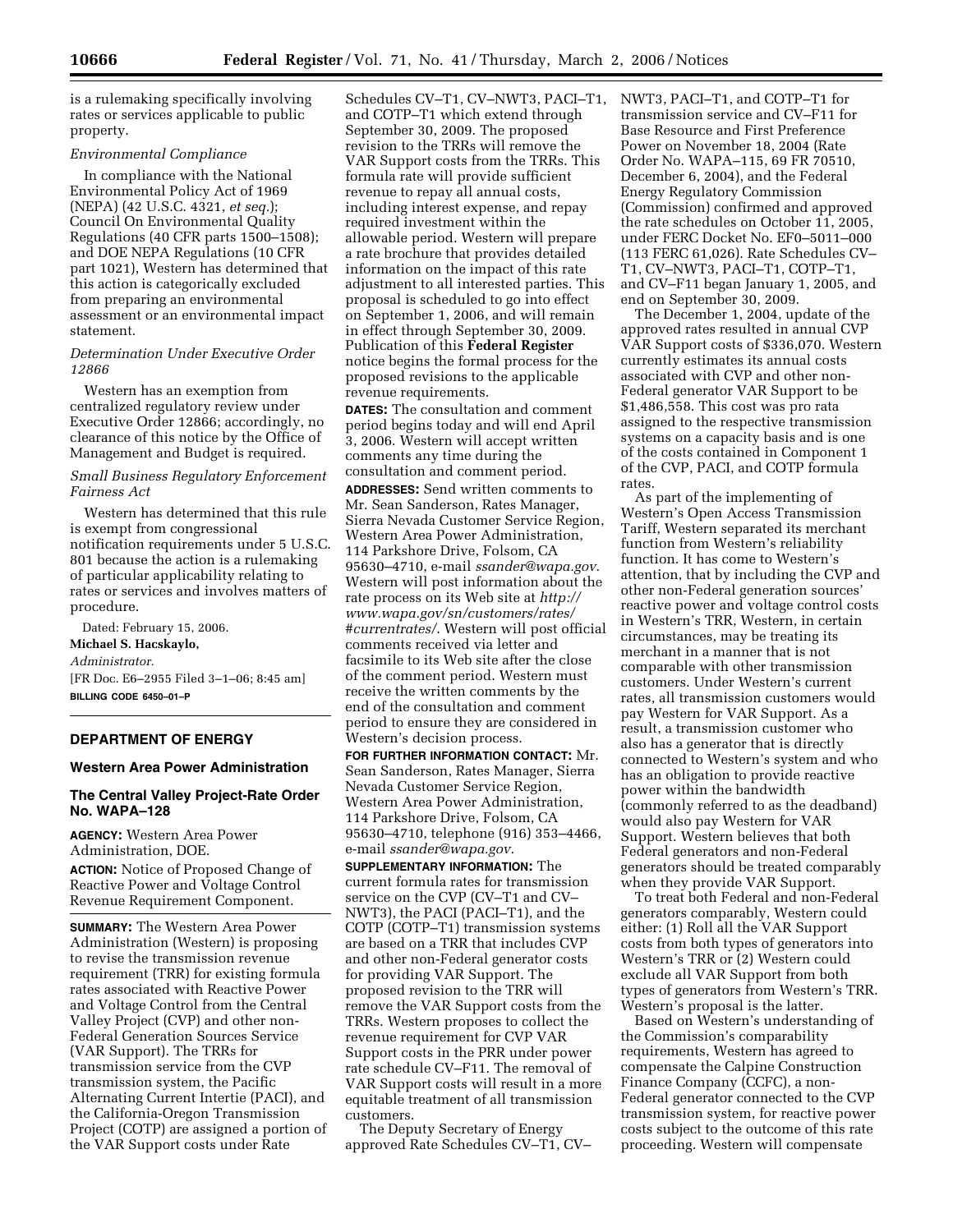is a rulemaking specifically involving rates or services applicable to public property.

*Environmental Compliance*

In compliance with the National Environmental Policy Act of 1969 (NEPA) (42 U.S.C. 4321, *et seq.*); Council On Environmental Quality Regulations (40 CFR parts 1500–1508); and DOE NEPA Regulations (10 CFR part 1021), Western has determined that this action is categorically excluded from preparing an environmental assessment or an environmental impact statement.

*Determination Under Executive Order 12866*

Western has an exemption from centralized regulatory review under Executive Order 12866; accordingly, no clearance of this notice by the Office of Management and Budget is required.

*Small Business Regulatory Enforcement Fairness Act*

Western has determined that this rule is exempt from congressional notification requirements under 5 U.S.C. 801 because the action is a rulemaking of particular applicability relating to rates or services and involves matters of procedure.

Dated: February 15, 2006.

**Michael S. Hacskaylo,**

*Administrator.*

[FR Doc. E6–2955 Filed 3–1–06; 8:45 am]

**BILLING CODE 6450–01–P**

## DEPARTMENT OF ENERGY

### Western Area Power Administration

### The Central Valley Project-Rate Order No. WAPA–128

**AGENCY:** Western Area Power Administration, DOE.

**ACTION:** Notice of Proposed Change of Reactive Power and Voltage Control Revenue Requirement Component.

**SUMMARY:** The Western Area Power Administration (Western) is proposing to revise the transmission revenue requirement (TRR) for existing formula rates associated with Reactive Power and Voltage Control from the Central Valley Project (CVP) and other non-Federal Generation Sources Service (VAR Support). The TRRs for transmission service from the CVP transmission system, the Pacific Alternating Current Intertie (PACI), and the California-Oregon Transmission Project (COTP) are assigned a portion of the VAR Support costs under Rate Schedules CV–T1, CV–NWT3, PACI–T1, and COTP–T1 which extend through September 30, 2009. The proposed revision to the TRRs will remove the VAR Support costs from the TRRs. This formula rate will provide sufficient revenue to repay all annual costs, including interest expense, and repay required investment within the allowable period. Western will prepare a rate brochure that provides detailed information on the impact of this rate adjustment to all interested parties. This proposal is scheduled to go into effect on September 1, 2006, and will remain in effect through September 30, 2009. Publication of this **Federal Register** notice begins the formal process for the proposed revisions to the applicable revenue requirements.

**DATES:** The consultation and comment period begins today and will end April 3, 2006. Western will accept written comments any time during the consultation and comment period.

**ADDRESSES:** Send written comments to Mr. Sean Sanderson, Rates Manager, Sierra Nevada Customer Service Region, Western Area Power Administration, 114 Parkshore Drive, Folsom, CA 95630–4710, e-mail *ssander@wapa.gov*. Western will post information about the rate process on its Web site at *http://www.wapa.gov/sn/customers/rates/#currentrates/*. Western will post official comments received via letter and facsimile to its Web site after the close of the comment period. Western must receive the written comments by the end of the consultation and comment period to ensure they are considered in Western's decision process.

**FOR FURTHER INFORMATION CONTACT:** Mr. Sean Sanderson, Rates Manager, Sierra Nevada Customer Service Region, Western Area Power Administration, 114 Parkshore Drive, Folsom, CA 95630–4710, telephone (916) 353–4466, e-mail *ssander@wapa.gov*.

**SUPPLEMENTARY INFORMATION:** The current formula rates for transmission service on the CVP (CV–T1 and CV–NWT3), the PACI (PACI–T1), and the COTP (COTP–T1) transmission systems are based on a TRR that includes CVP and other non-Federal generator costs for providing VAR Support. The proposed revision to the TRR will remove the VAR Support costs from the TRRs. Western proposes to collect the revenue requirement for CVP VAR Support costs in the PRR under power rate schedule CV–F11. The removal of VAR Support costs will result in a more equitable treatment of all transmission customers.

The Deputy Secretary of Energy approved Rate Schedules CV–T1, CV–NWT3, PACI–T1, and COTP–T1 for transmission service and CV–F11 for Base Resource and First Preference Power on November 18, 2004 (Rate Order No. WAPA–115, 69 FR 70510, December 6, 2004), and the Federal Energy Regulatory Commission (Commission) confirmed and approved the rate schedules on October 11, 2005, under FERC Docket No. EF0–5011–000 (113 FERC 61,026). Rate Schedules CV–T1, CV–NWT3, PACI–T1, COTP–T1, and CV–F11 began January 1, 2005, and end on September 30, 2009.

The December 1, 2004, update of the approved rates resulted in annual CVP VAR Support costs of $336,070. Western currently estimates its annual costs associated with CVP and other non-Federal generator VAR Support to be $1,486,558. This cost was pro rata assigned to the respective transmission systems on a capacity basis and is one of the costs contained in Component 1 of the CVP, PACI, and COTP formula rates.

As part of the implementing of Western's Open Access Transmission Tariff, Western separated its merchant function from Western's reliability function. It has come to Western's attention, that by including the CVP and other non-Federal generation sources' reactive power and voltage control costs in Western's TRR, Western, in certain circumstances, may be treating its merchant in a manner that is not comparable with other transmission customers. Under Western's current rates, all transmission customers would pay Western for VAR Support. As a result, a transmission customer who also has a generator that is directly connected to Western's system and who has an obligation to provide reactive power within the bandwidth (commonly referred to as the deadband) would also pay Western for VAR Support. Western believes that both Federal generators and non-Federal generators should be treated comparably when they provide VAR Support.

To treat both Federal and non-Federal generators comparably, Western could either: (1) Roll all the VAR Support costs from both types of generators into Western's TRR or (2) Western could exclude all VAR Support from both types of generators from Western's TRR. Western's proposal is the latter.

Based on Western's understanding of the Commission's comparability requirements, Western has agreed to compensate the Calpine Construction Finance Company (CCFC), a non-Federal generator connected to the CVP transmission system, for reactive power costs subject to the outcome of this rate proceeding. Western will compensate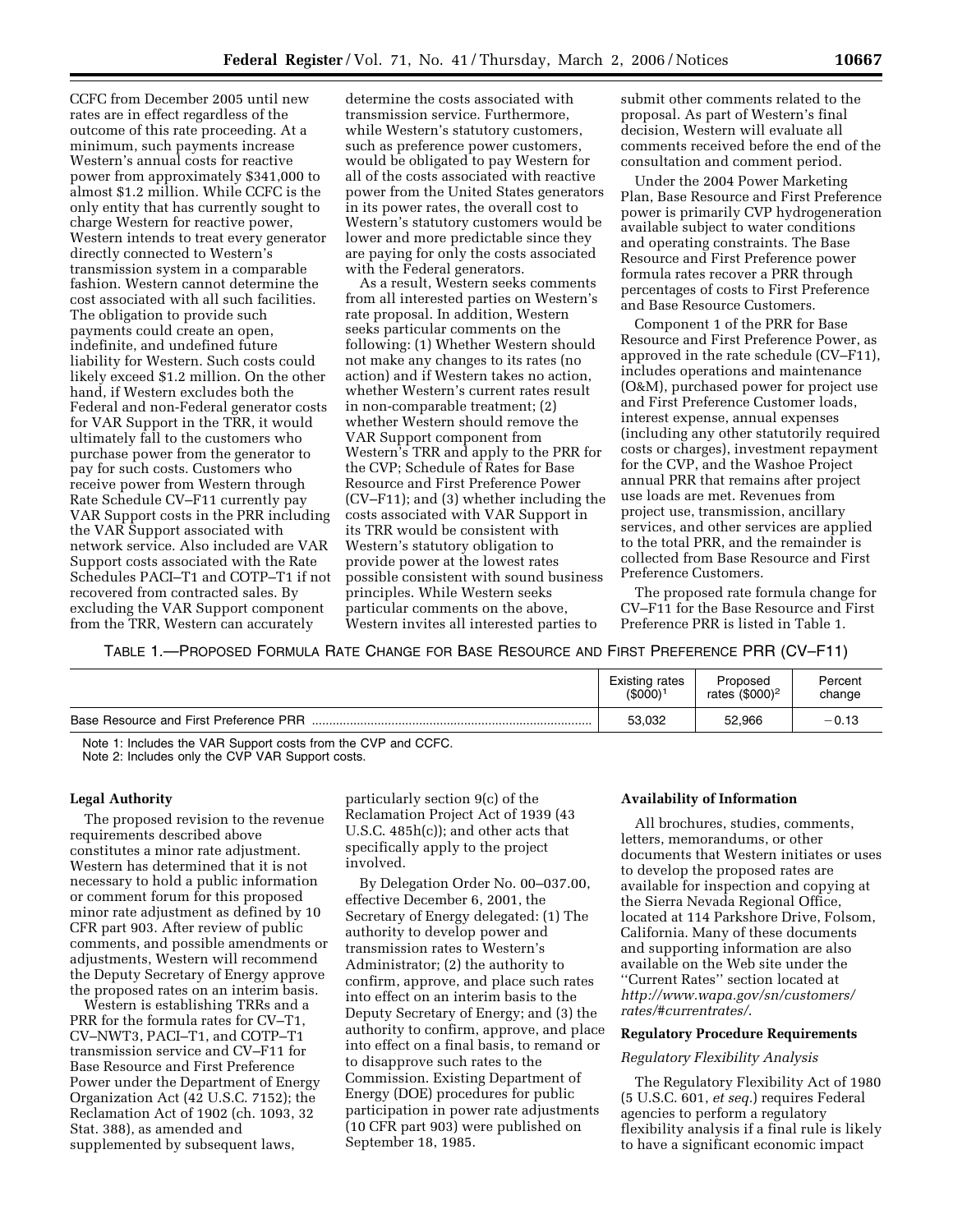CCFC from December 2005 until new rates are in effect regardless of the outcome of this rate proceeding. At a minimum, such payments increase Western's annual costs for reactive power from approximately $341,000 to almost $1.2 million. While CCFC is the only entity that has currently sought to charge Western for reactive power, Western intends to treat every generator directly connected to Western's transmission system in a comparable fashion. Western cannot determine the cost associated with all such facilities. The obligation to provide such payments could create an open, indefinite, and undefined future liability for Western. Such costs could likely exceed $1.2 million. On the other hand, if Western excludes both the Federal and non-Federal generator costs for VAR Support in the TRR, it would ultimately fall to the customers who purchase power from the generator to pay for such costs. Customers who receive power from Western through Rate Schedule CV–F11 currently pay VAR Support costs in the PRR including the VAR Support associated with network service. Also included are VAR Support costs associated with the Rate Schedules PACI–T1 and COTP–T1 if not recovered from contracted sales. By excluding the VAR Support component from the TRR, Western can accurately determine the costs associated with transmission service. Furthermore, while Western's statutory customers, such as preference power customers, would be obligated to pay Western for all of the costs associated with reactive power from the United States generators in its power rates, the overall cost to Western's statutory customers would be lower and more predictable since they are paying for only the costs associated with the Federal generators.

As a result, Western seeks comments from all interested parties on Western's rate proposal. In addition, Western seeks particular comments on the following: (1) Whether Western should not make any changes to its rates (no action) and if Western takes no action, whether Western's current rates result in non-comparable treatment; (2) whether Western should remove the VAR Support component from Western's TRR and apply to the PRR for the CVP; Schedule of Rates for Base Resource and First Preference Power (CV–F11); and (3) whether including the costs associated with VAR Support in its TRR would be consistent with Western's statutory obligation to provide power at the lowest rates possible consistent with sound business principles. While Western seeks particular comments on the above, Western invites all interested parties to submit other comments related to the proposal. As part of Western's final decision, Western will evaluate all comments received before the end of the consultation and comment period.

Under the 2004 Power Marketing Plan, Base Resource and First Preference power is primarily CVP hydrogeneration available subject to water conditions and operating constraints. The Base Resource and First Preference power formula rates recover a PRR through percentages of costs to First Preference and Base Resource Customers.

Component 1 of the PRR for Base Resource and First Preference Power, as approved in the rate schedule (CV–F11), includes operations and maintenance (O&M), purchased power for project use and First Preference Customer loads, interest expense, annual expenses (including any other statutorily required costs or charges), investment repayment for the CVP, and the Washoe Project annual PRR that remains after project use loads are met. Revenues from project use, transmission, ancillary services, and other services are applied to the total PRR, and the remainder is collected from Base Resource and First Preference Customers.

The proposed rate formula change for CV–F11 for the Base Resource and First Preference PRR is listed in Table 1.

TABLE 1.—PROPOSED FORMULA RATE CHANGE FOR BASE RESOURCE AND FIRST PREFERENCE PRR (CV–F11)

| | Existing rates ($000)[1] | Proposed rates ($000)[2] | Percent change |
|---|---|---|---|
| Base Resource and First Preference PRR | 53,032 | 52,966 | −0.13 |

Note 1: Includes the VAR Support costs from the CVP and CCFC.
Note 2: Includes only the CVP VAR Support costs.

**Legal Authority**

The proposed revision to the revenue requirements described above constitutes a minor rate adjustment. Western has determined that it is not necessary to hold a public information or comment forum for this proposed minor rate adjustment as defined by 10 CFR part 903. After review of public comments, and possible amendments or adjustments, Western will recommend the Deputy Secretary of Energy approve the proposed rates on an interim basis.

Western is establishing TRRs and a PRR for the formula rates for CV–T1, CV–NWT3, PACI–T1, and COTP–T1 transmission service and CV–F11 for Base Resource and First Preference Power under the Department of Energy Organization Act (42 U.S.C. 7152); the Reclamation Act of 1902 (ch. 1093, 32 Stat. 388), as amended and supplemented by subsequent laws, particularly section 9(c) of the Reclamation Project Act of 1939 (43 U.S.C. 485h(c)); and other acts that specifically apply to the project involved.

By Delegation Order No. 00–037.00, effective December 6, 2001, the Secretary of Energy delegated: (1) The authority to develop power and transmission rates to Western's Administrator; (2) the authority to confirm, approve, and place such rates into effect on an interim basis to the Deputy Secretary of Energy; and (3) the authority to confirm, approve, and place into effect on a final basis, to remand or to disapprove such rates to the Commission. Existing Department of Energy (DOE) procedures for public participation in power rate adjustments (10 CFR part 903) were published on September 18, 1985.

**Availability of Information**

All brochures, studies, comments, letters, memorandums, or other documents that Western initiates or uses to develop the proposed rates are available for inspection and copying at the Sierra Nevada Regional Office, located at 114 Parkshore Drive, Folsom, California. Many of these documents and supporting information are also available on the Web site under the ''Current Rates'' section located at *http://www.wapa.gov/sn/customers/rates/#currentrates/*.

**Regulatory Procedure Requirements**

*Regulatory Flexibility Analysis*

The Regulatory Flexibility Act of 1980 (5 U.S.C. 601, *et seq.*) requires Federal agencies to perform a regulatory flexibility analysis if a final rule is likely to have a significant economic impact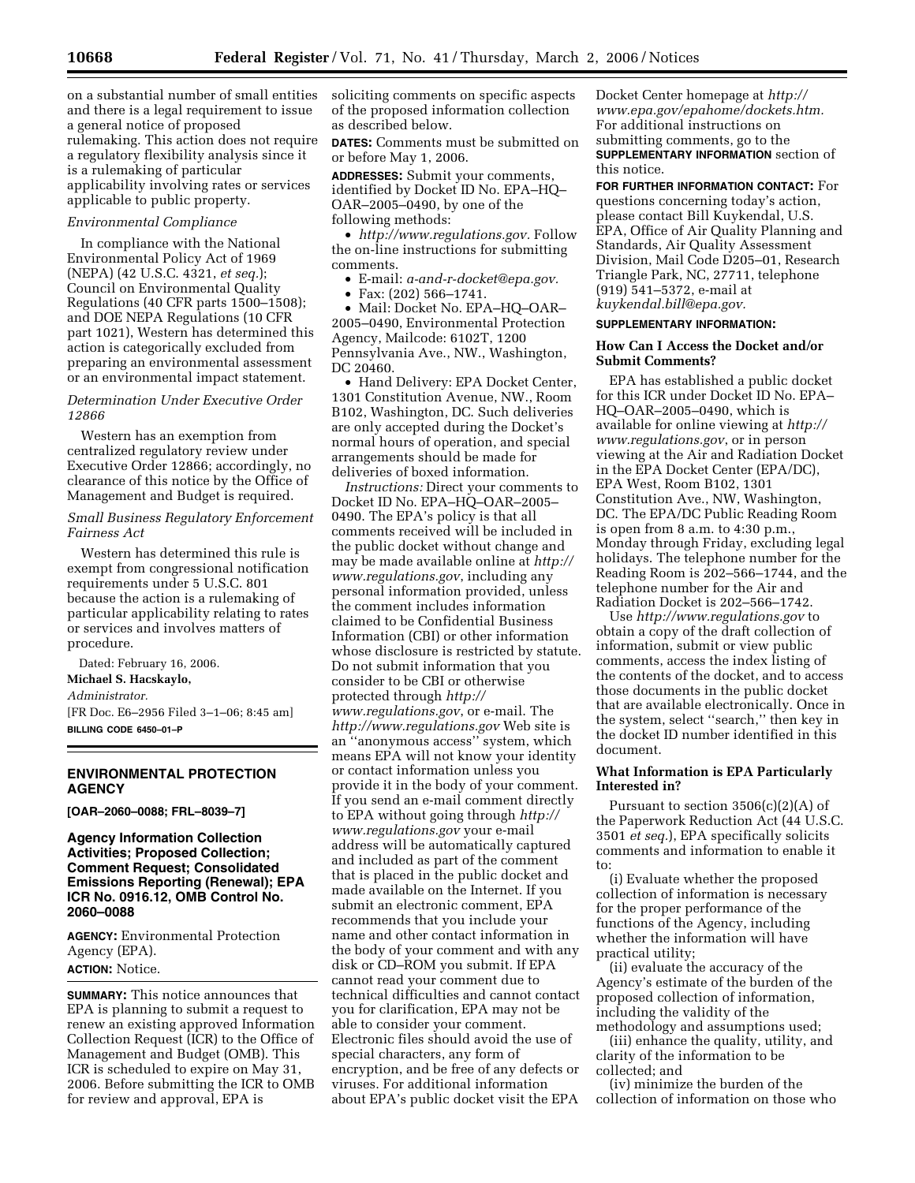on a substantial number of small entities and there is a legal requirement to issue a general notice of proposed rulemaking. This action does not require a regulatory flexibility analysis since it is a rulemaking of particular applicability involving rates or services applicable to public property.

*Environmental Compliance*

In compliance with the National Environmental Policy Act of 1969 (NEPA) (42 U.S.C. 4321, *et seq.*); Council on Environmental Quality Regulations (40 CFR parts 1500–1508); and DOE NEPA Regulations (10 CFR part 1021), Western has determined this action is categorically excluded from preparing an environmental assessment or an environmental impact statement.

*Determination Under Executive Order 12866*

Western has an exemption from centralized regulatory review under Executive Order 12866; accordingly, no clearance of this notice by the Office of Management and Budget is required.

*Small Business Regulatory Enforcement Fairness Act*

Western has determined this rule is exempt from congressional notification requirements under 5 U.S.C. 801 because the action is a rulemaking of particular applicability relating to rates or services and involves matters of procedure.

Dated: February 16, 2006.

**Michael S. Hacskaylo,**

*Administrator.*

[FR Doc. E6–2956 Filed 3–1–06; 8:45 am]

**BILLING CODE 6450–01–P**

## ENVIRONMENTAL PROTECTION AGENCY

**[OAR–2060–0088; FRL–8039–7]**

### Agency Information Collection Activities; Proposed Collection; Comment Request; Consolidated Emissions Reporting (Renewal); EPA ICR No. 0916.12, OMB Control No. 2060–0088

**AGENCY:** Environmental Protection Agency (EPA).

**ACTION:** Notice.

**SUMMARY:** This notice announces that EPA is planning to submit a request to renew an existing approved Information Collection Request (ICR) to the Office of Management and Budget (OMB). This ICR is scheduled to expire on May 31, 2006. Before submitting the ICR to OMB for review and approval, EPA is soliciting comments on specific aspects of the proposed information collection as described below.

**DATES:** Comments must be submitted on or before May 1, 2006.

**ADDRESSES:** Submit your comments, identified by Docket ID No. EPA–HQ–OAR–2005–0490, by one of the following methods:

- *http://www.regulations.gov.* Follow the on-line instructions for submitting comments.
- E-mail: *a-and-r-docket@epa.gov.*
- Fax: (202) 566–1741.
- Mail: Docket No. EPA–HQ–OAR–2005–0490, Environmental Protection Agency, Mailcode: 6102T, 1200 Pennsylvania Ave., NW., Washington, DC 20460.
- Hand Delivery: EPA Docket Center, 1301 Constitution Avenue, NW., Room B102, Washington, DC. Such deliveries are only accepted during the Docket's normal hours of operation, and special arrangements should be made for deliveries of boxed information.

*Instructions:* Direct your comments to Docket ID No. EPA–HQ–OAR–2005–0490. The EPA's policy is that all comments received will be included in the public docket without change and may be made available online at *http://www.regulations.gov*, including any personal information provided, unless the comment includes information claimed to be Confidential Business Information (CBI) or other information whose disclosure is restricted by statute. Do not submit information that you consider to be CBI or otherwise protected through *http://www.regulations.gov*, or e-mail. The *http://www.regulations.gov* Web site is an ''anonymous access'' system, which means EPA will not know your identity or contact information unless you provide it in the body of your comment. If you send an e-mail comment directly to EPA without going through *http://www.regulations.gov* your e-mail address will be automatically captured and included as part of the comment that is placed in the public docket and made available on the Internet. If you submit an electronic comment, EPA recommends that you include your name and other contact information in the body of your comment and with any disk or CD–ROM you submit. If EPA cannot read your comment due to technical difficulties and cannot contact you for clarification, EPA may not be able to consider your comment. Electronic files should avoid the use of special characters, any form of encryption, and be free of any defects or viruses. For additional information about EPA's public docket visit the EPA Docket Center homepage at *http://www.epa.gov/epahome/dockets.htm.* For additional instructions on submitting comments, go to the **SUPPLEMENTARY INFORMATION** section of this notice.

**FOR FURTHER INFORMATION CONTACT:** For questions concerning today's action, please contact Bill Kuykendal, U.S. EPA, Office of Air Quality Planning and Standards, Air Quality Assessment Division, Mail Code D205–01, Research Triangle Park, NC, 27711, telephone (919) 541–5372, e-mail at *kuykendal.bill@epa.gov.*

**SUPPLEMENTARY INFORMATION:**

**How Can I Access the Docket and/or Submit Comments?**

EPA has established a public docket for this ICR under Docket ID No. EPA–HQ–OAR–2005–0490, which is available for online viewing at *http://www.regulations.gov*, or in person viewing at the Air and Radiation Docket in the EPA Docket Center (EPA/DC), EPA West, Room B102, 1301 Constitution Ave., NW, Washington, DC. The EPA/DC Public Reading Room is open from 8 a.m. to 4:30 p.m., Monday through Friday, excluding legal holidays. The telephone number for the Reading Room is 202–566–1744, and the telephone number for the Air and Radiation Docket is 202–566–1742.

Use *http://www.regulations.gov* to obtain a copy of the draft collection of information, submit or view public comments, access the index listing of the contents of the docket, and to access those documents in the public docket that are available electronically. Once in the system, select ''search,'' then key in the docket ID number identified in this document.

**What Information is EPA Particularly Interested in?**

Pursuant to section 3506(c)(2)(A) of the Paperwork Reduction Act (44 U.S.C. 3501 *et seq.*), EPA specifically solicits comments and information to enable it to:

(i) Evaluate whether the proposed collection of information is necessary for the proper performance of the functions of the Agency, including whether the information will have practical utility;

(ii) evaluate the accuracy of the Agency's estimate of the burden of the proposed collection of information, including the validity of the methodology and assumptions used;

(iii) enhance the quality, utility, and clarity of the information to be collected; and

(iv) minimize the burden of the collection of information on those who